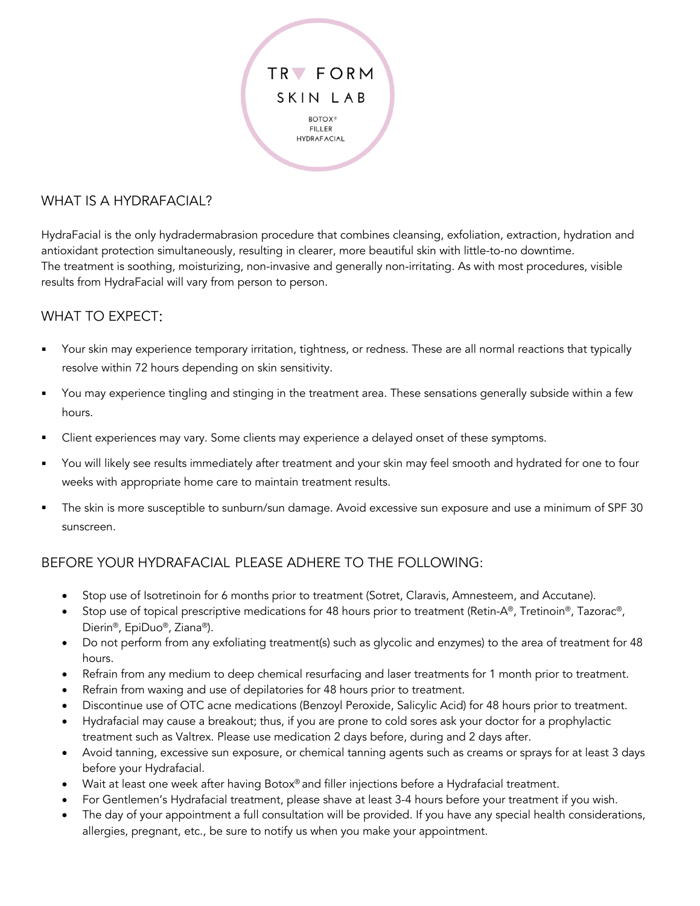TR▼ FORM

SKIN LAB

BOTOX®
FILLER
HYDRAFACIAL

## WHAT IS A HYDRAFACIAL?

HydraFacial is the only hydradermabrasion procedure that combines cleansing, exfoliation, extraction, hydration and antioxidant protection simultaneously, resulting in clearer, more beautiful skin with little-to-no downtime. The treatment is soothing, moisturizing, non-invasive and generally non-irritating. As with most procedures, visible results from HydraFacial will vary from person to person.

## WHAT TO EXPECT:

- Your skin may experience temporary irritation, tightness, or redness. These are all normal reactions that typically resolve within 72 hours depending on skin sensitivity.
- You may experience tingling and stinging in the treatment area. These sensations generally subside within a few hours.
- Client experiences may vary. Some clients may experience a delayed onset of these symptoms.
- You will likely see results immediately after treatment and your skin may feel smooth and hydrated for one to four weeks with appropriate home care to maintain treatment results.
- The skin is more susceptible to sunburn/sun damage. Avoid excessive sun exposure and use a minimum of SPF 30 sunscreen.

## BEFORE YOUR HYDRAFACIAL PLEASE ADHERE TO THE FOLLOWING:

- Stop use of Isotretinoin for 6 months prior to treatment (Sotret, Claravis, Amnesteem, and Accutane).
- Stop use of topical prescriptive medications for 48 hours prior to treatment (Retin-A®, Tretinoin®, Tazorac®, Dierin®, EpiDuo®, Ziana®).
- Do not perform from any exfoliating treatment(s) such as glycolic and enzymes) to the area of treatment for 48 hours.
- Refrain from any medium to deep chemical resurfacing and laser treatments for 1 month prior to treatment.
- Refrain from waxing and use of depilatories for 48 hours prior to treatment.
- Discontinue use of OTC acne medications (Benzoyl Peroxide, Salicylic Acid) for 48 hours prior to treatment.
- Hydrafacial may cause a breakout; thus, if you are prone to cold sores ask your doctor for a prophylactic treatment such as Valtrex. Please use medication 2 days before, during and 2 days after.
- Avoid tanning, excessive sun exposure, or chemical tanning agents such as creams or sprays for at least 3 days before your Hydrafacial.
- Wait at least one week after having Botox® and filler injections before a Hydrafacial treatment.
- For Gentlemen's Hydrafacial treatment, please shave at least 3-4 hours before your treatment if you wish.
- The day of your appointment a full consultation will be provided. If you have any special health considerations, allergies, pregnant, etc., be sure to notify us when you make your appointment.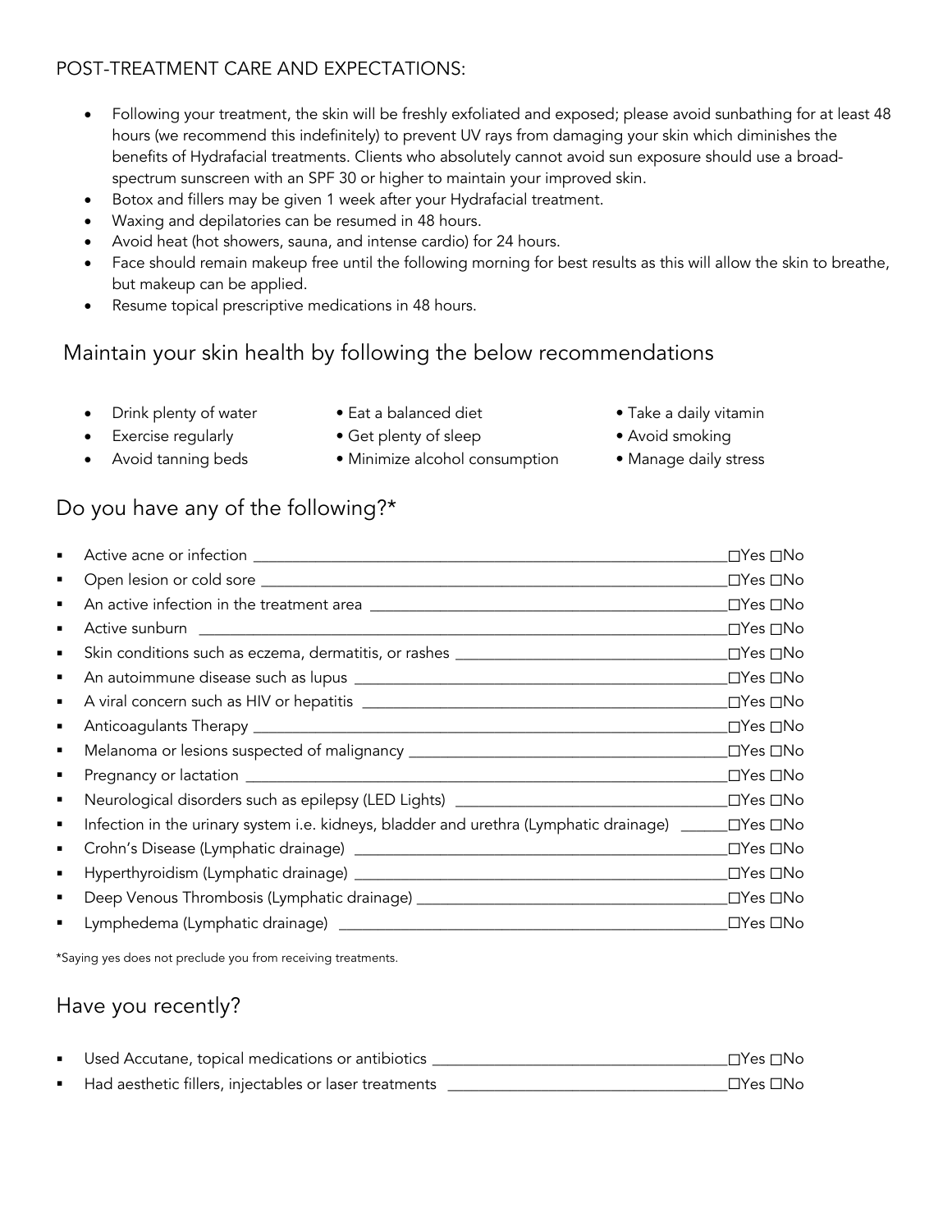## POST-TREATMENT CARE AND EXPECTATIONS:

- Following your treatment, the skin will be freshly exfoliated and exposed; please avoid sunbathing for at least 48 hours (we recommend this indefinitely) to prevent UV rays from damaging your skin which diminishes the benefits of Hydrafacial treatments. Clients who absolutely cannot avoid sun exposure should use a broad-spectrum sunscreen with an SPF 30 or higher to maintain your improved skin.
- Botox and fillers may be given 1 week after your Hydrafacial treatment.
- Waxing and depilatories can be resumed in 48 hours.
- Avoid heat (hot showers, sauna, and intense cardio) for 24 hours.
- Face should remain makeup free until the following morning for best results as this will allow the skin to breathe, but makeup can be applied.
- Resume topical prescriptive medications in 48 hours.

## Maintain your skin health by following the below recommendations

- Drink plenty of water
- Exercise regularly
- Avoid tanning beds
- Eat a balanced diet
- Get plenty of sleep
- Minimize alcohol consumption
- Take a daily vitamin
- Avoid smoking
- Manage daily stress

## Do you have any of the following?*

- Active acne or infection ____________________ ☐Yes ☐No
- Open lesion or cold sore ____________________ ☐Yes ☐No
- An active infection in the treatment area ____________________ ☐Yes ☐No
- Active sunburn ____________________ ☐Yes ☐No
- Skin conditions such as eczema, dermatitis, or rashes ____________________ ☐Yes ☐No
- An autoimmune disease such as lupus ____________________ ☐Yes ☐No
- A viral concern such as HIV or hepatitis ____________________ ☐Yes ☐No
- Anticoagulants Therapy ____________________ ☐Yes ☐No
- Melanoma or lesions suspected of malignancy ____________________ ☐Yes ☐No
- Pregnancy or lactation ____________________ ☐Yes ☐No
- Neurological disorders such as epilepsy (LED Lights) ____________________ ☐Yes ☐No
- Infection in the urinary system i.e. kidneys, bladder and urethra (Lymphatic drainage) ______ ☐Yes ☐No
- Crohn's Disease (Lymphatic drainage) ____________________ ☐Yes ☐No
- Hyperthyroidism (Lymphatic drainage) ____________________ ☐Yes ☐No
- Deep Venous Thrombosis (Lymphatic drainage) ____________________ ☐Yes ☐No
- Lymphedema (Lymphatic drainage) ____________________ ☐Yes ☐No

*Saying yes does not preclude you from receiving treatments.

## Have you recently?

- Used Accutane, topical medications or antibiotics ____________________ ☐Yes ☐No
- Had aesthetic fillers, injectables or laser treatments ____________________ ☐Yes ☐No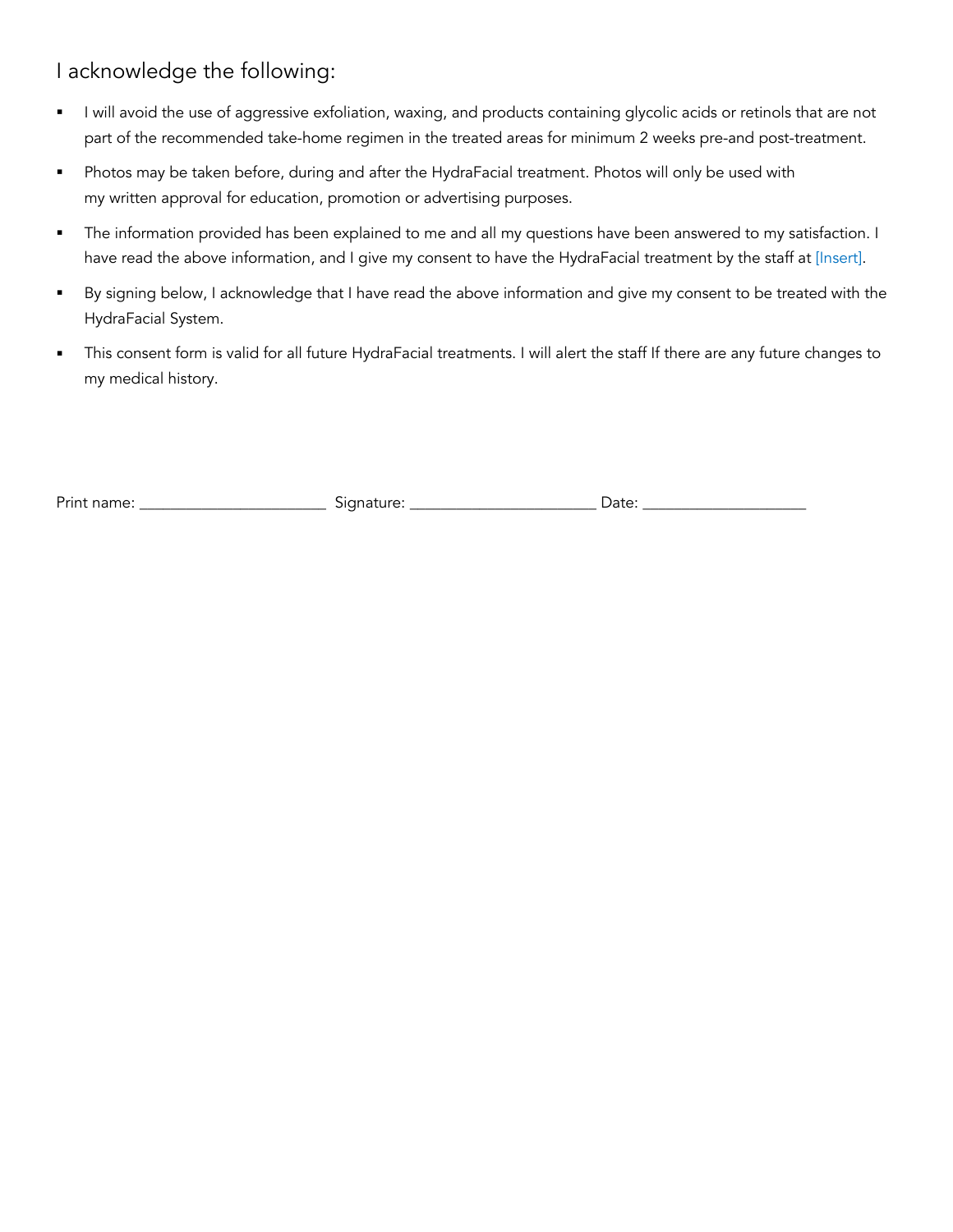## I acknowledge the following:

- I will avoid the use of aggressive exfoliation, waxing, and products containing glycolic acids or retinols that are not part of the recommended take-home regimen in the treated areas for minimum 2 weeks pre-and post-treatment.
- Photos may be taken before, during and after the HydraFacial treatment. Photos will only be used with my written approval for education, promotion or advertising purposes.
- The information provided has been explained to me and all my questions have been answered to my satisfaction. I have read the above information, and I give my consent to have the HydraFacial treatment by the staff at [Insert].
- By signing below, I acknowledge that I have read the above information and give my consent to be treated with the HydraFacial System.
- This consent form is valid for all future HydraFacial treatments. I will alert the staff If there are any future changes to my medical history.

Print name: _______________________ Signature: _______________________ Date: ____________________